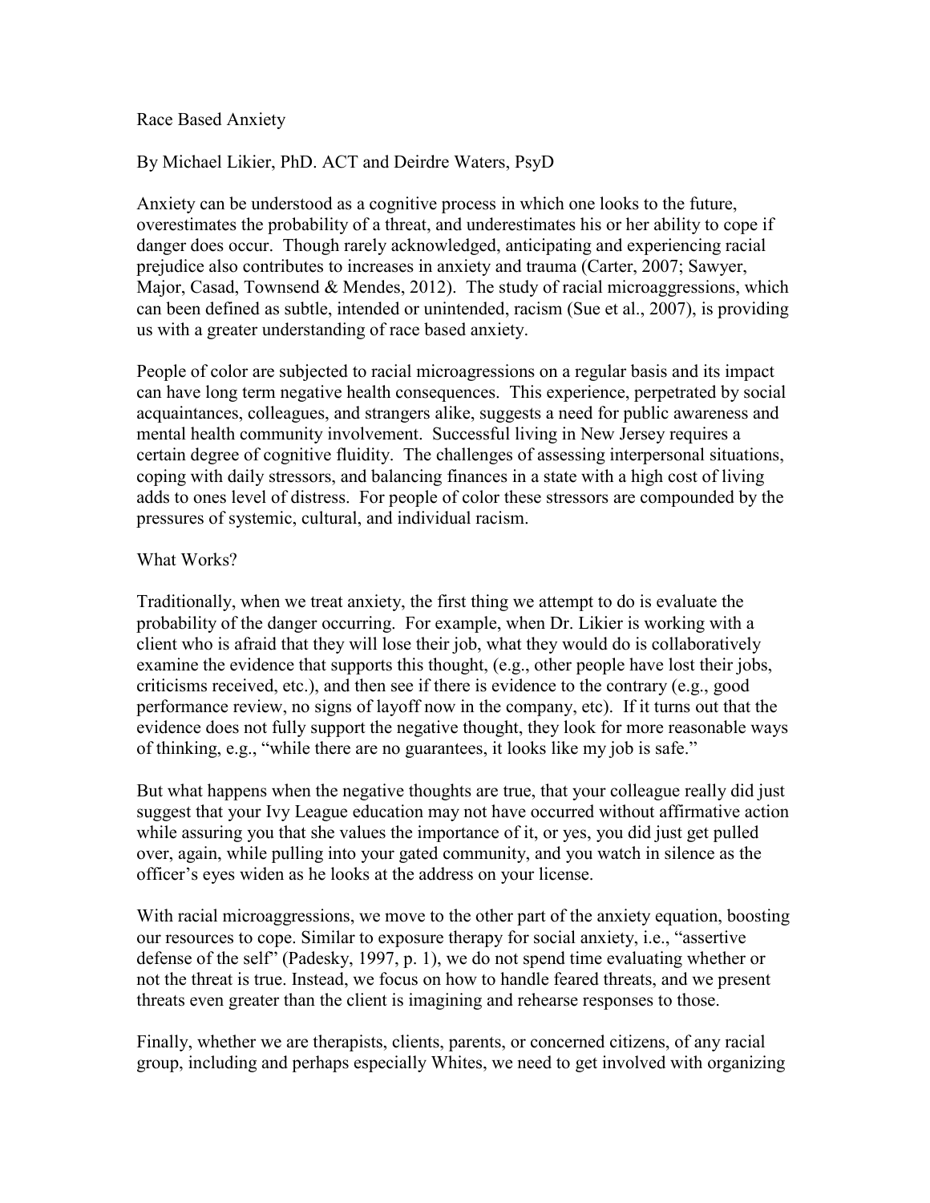# Race Based Anxiety

By Michael Likier, PhD. ACT and Deirdre Waters, PsyD

Anxiety can be understood as a cognitive process in which one looks to the future, overestimates the probability of a threat, and underestimates his or her ability to cope if danger does occur. Though rarely acknowledged, anticipating and experiencing racial prejudice also contributes to increases in anxiety and trauma (Carter, 2007; Sawyer, Major, Casad, Townsend & Mendes, 2012). The study of racial microaggressions, which can been defined as subtle, intended or unintended, racism (Sue et al., 2007), is providing us with a greater understanding of race based anxiety.

People of color are subjected to racial microagressions on a regular basis and its impact can have long term negative health consequences. This experience, perpetrated by social acquaintances, colleagues, and strangers alike, suggests a need for public awareness and mental health community involvement. Successful living in New Jersey requires a certain degree of cognitive fluidity. The challenges of assessing interpersonal situations, coping with daily stressors, and balancing finances in a state with a high cost of living adds to ones level of distress. For people of color these stressors are compounded by the pressures of systemic, cultural, and individual racism.

## What Works?

Traditionally, when we treat anxiety, the first thing we attempt to do is evaluate the probability of the danger occurring. For example, when Dr. Likier is working with a client who is afraid that they will lose their job, what they would do is collaboratively examine the evidence that supports this thought, (e.g., other people have lost their jobs, criticisms received, etc.), and then see if there is evidence to the contrary (e.g., good performance review, no signs of layoff now in the company, etc). If it turns out that the evidence does not fully support the negative thought, they look for more reasonable ways of thinking, e.g., "while there are no guarantees, it looks like my job is safe."

But what happens when the negative thoughts are true, that your colleague really did just suggest that your Ivy League education may not have occurred without affirmative action while assuring you that she values the importance of it, or yes, you did just get pulled over, again, while pulling into your gated community, and you watch in silence as the officer's eyes widen as he looks at the address on your license.

With racial microaggressions, we move to the other part of the anxiety equation, boosting our resources to cope. Similar to exposure therapy for social anxiety, i.e., "assertive defense of the self" (Padesky, 1997, p. 1), we do not spend time evaluating whether or not the threat is true. Instead, we focus on how to handle feared threats, and we present threats even greater than the client is imagining and rehearse responses to those.

Finally, whether we are therapists, clients, parents, or concerned citizens, of any racial group, including and perhaps especially Whites, we need to get involved with organizing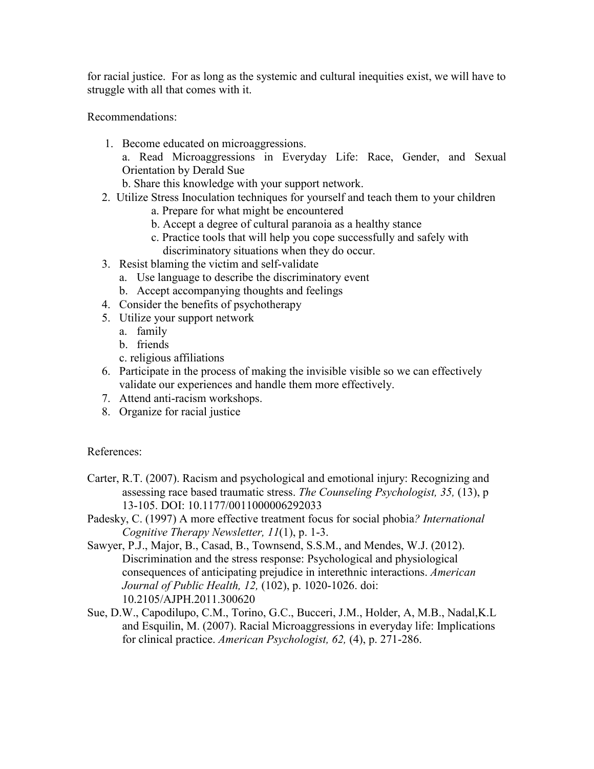for racial justice. For as long as the systemic and cultural inequities exist, we will have to struggle with all that comes with it.

Recommendations:

1. Become educated on microaggressions.
   a. Read Microaggressions in Everyday Life: Race, Gender, and Sexual Orientation by Derald Sue
   b. Share this knowledge with your support network.
2. Utilize Stress Inoculation techniques for yourself and teach them to your children
   a. Prepare for what might be encountered
   b. Accept a degree of cultural paranoia as a healthy stance
   c. Practice tools that will help you cope successfully and safely with discriminatory situations when they do occur.
3. Resist blaming the victim and self-validate
   a. Use language to describe the discriminatory event
   b. Accept accompanying thoughts and feelings
4. Consider the benefits of psychotherapy
5. Utilize your support network
   a. family
   b. friends
   c. religious affiliations
6. Participate in the process of making the invisible visible so we can effectively validate our experiences and handle them more effectively.
7. Attend anti-racism workshops.
8. Organize for racial justice

References:

Carter, R.T. (2007). Racism and psychological and emotional injury: Recognizing and assessing race based traumatic stress. *The Counseling Psychologist, 35,* (13), p 13-105. DOI: 10.1177/0011000006292033

Padesky, C. (1997) A more effective treatment focus for social phobia*? International Cognitive Therapy Newsletter, 11*(1), p. 1-3.

Sawyer, P.J., Major, B., Casad, B., Townsend, S.S.M., and Mendes, W.J. (2012). Discrimination and the stress response: Psychological and physiological consequences of anticipating prejudice in interethnic interactions. *American Journal of Public Health, 12,* (102), p. 1020-1026. doi: 10.2105/AJPH.2011.300620

Sue, D.W., Capodilupo, C.M., Torino, G.C., Bucceri, J.M., Holder, A, M.B., Nadal,K.L and Esquilin, M. (2007). Racial Microaggressions in everyday life: Implications for clinical practice. *American Psychologist, 62,* (4), p. 271-286.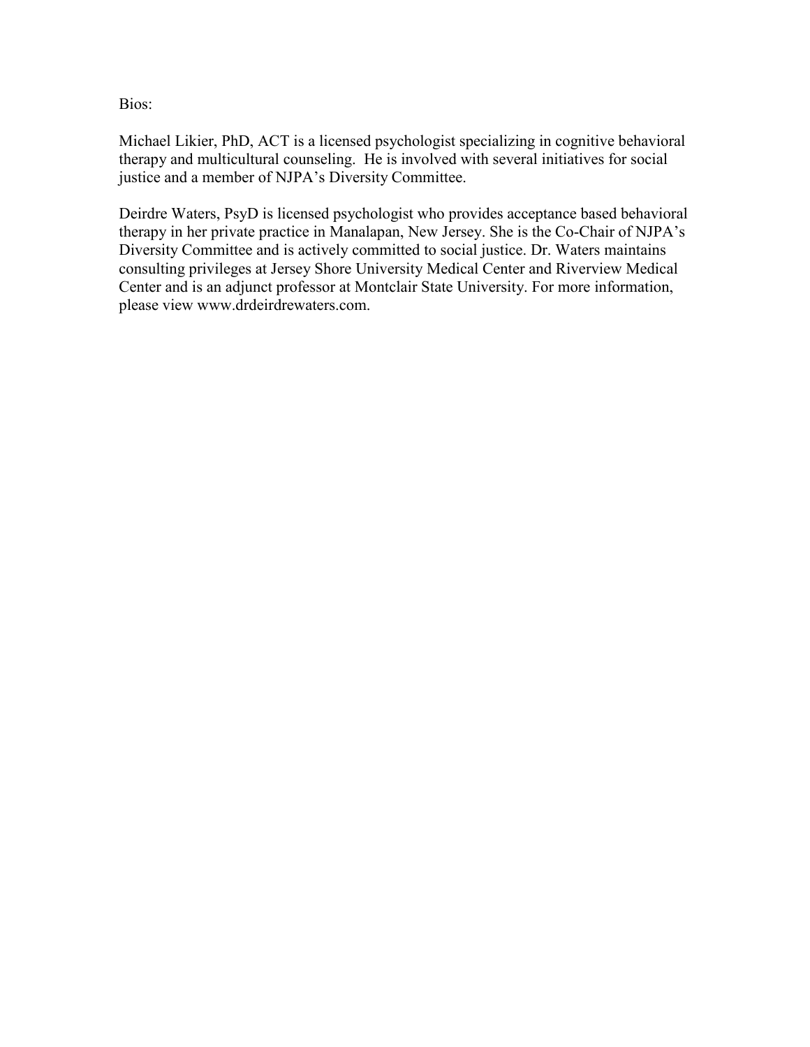Bios:

Michael Likier, PhD, ACT is a licensed psychologist specializing in cognitive behavioral therapy and multicultural counseling. He is involved with several initiatives for social justice and a member of NJPA's Diversity Committee.

Deirdre Waters, PsyD is licensed psychologist who provides acceptance based behavioral therapy in her private practice in Manalapan, New Jersey. She is the Co-Chair of NJPA's Diversity Committee and is actively committed to social justice. Dr. Waters maintains consulting privileges at Jersey Shore University Medical Center and Riverview Medical Center and is an adjunct professor at Montclair State University. For more information, please view www.drdeirdrewaters.com.